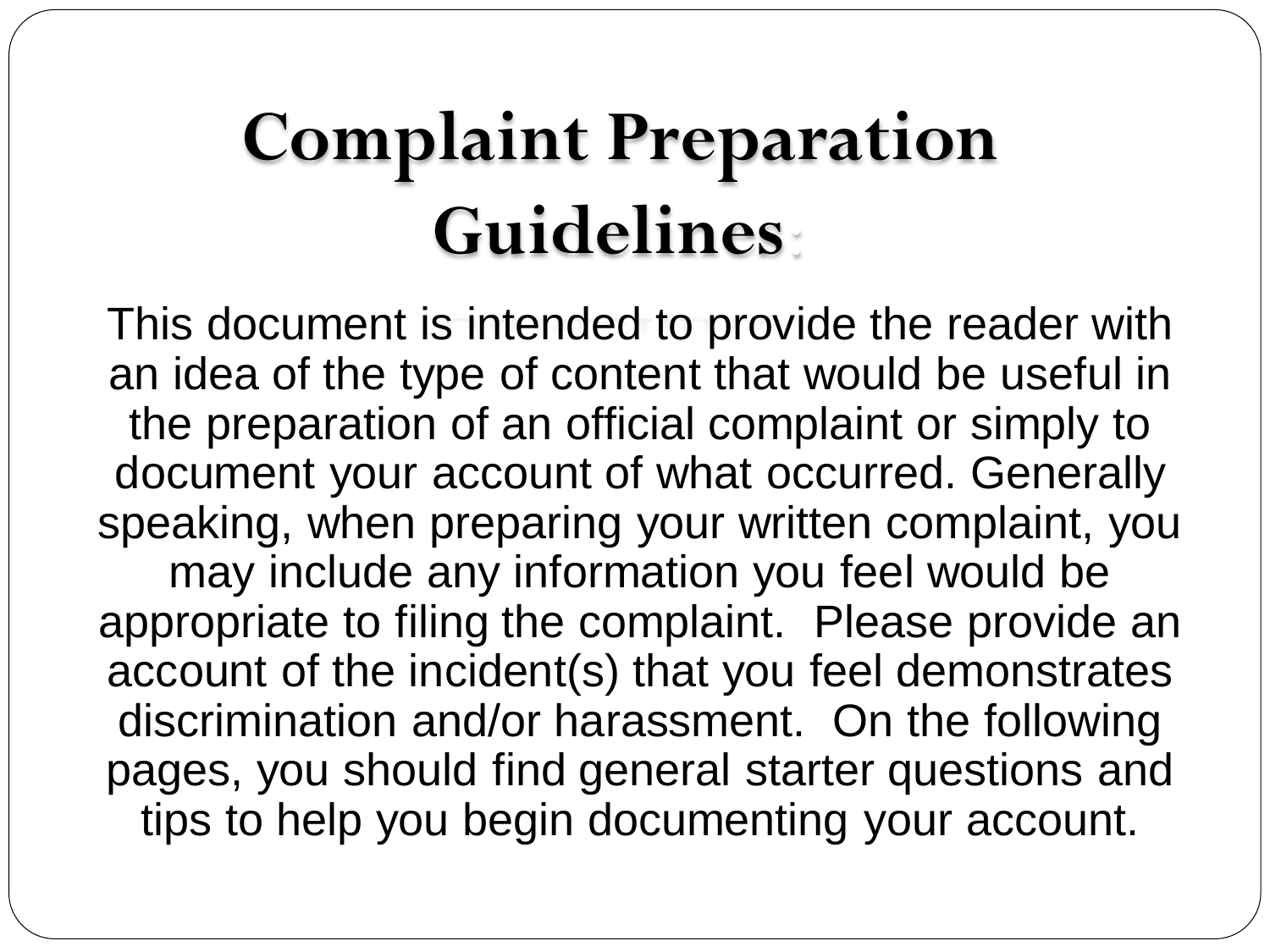# Complaint Preparation Guidelines:

This document is intended to provide the reader with an idea of the type of content that would be useful in the preparation of an official complaint or simply to document your account of what occurred. Generally speaking, when preparing your written complaint, you may include any information you feel would be appropriate to filing the complaint. Please provide an account of the incident(s) that you feel demonstrates discrimination and/or harassment. On the following pages, you should find general starter questions and tips to help you begin documenting your account.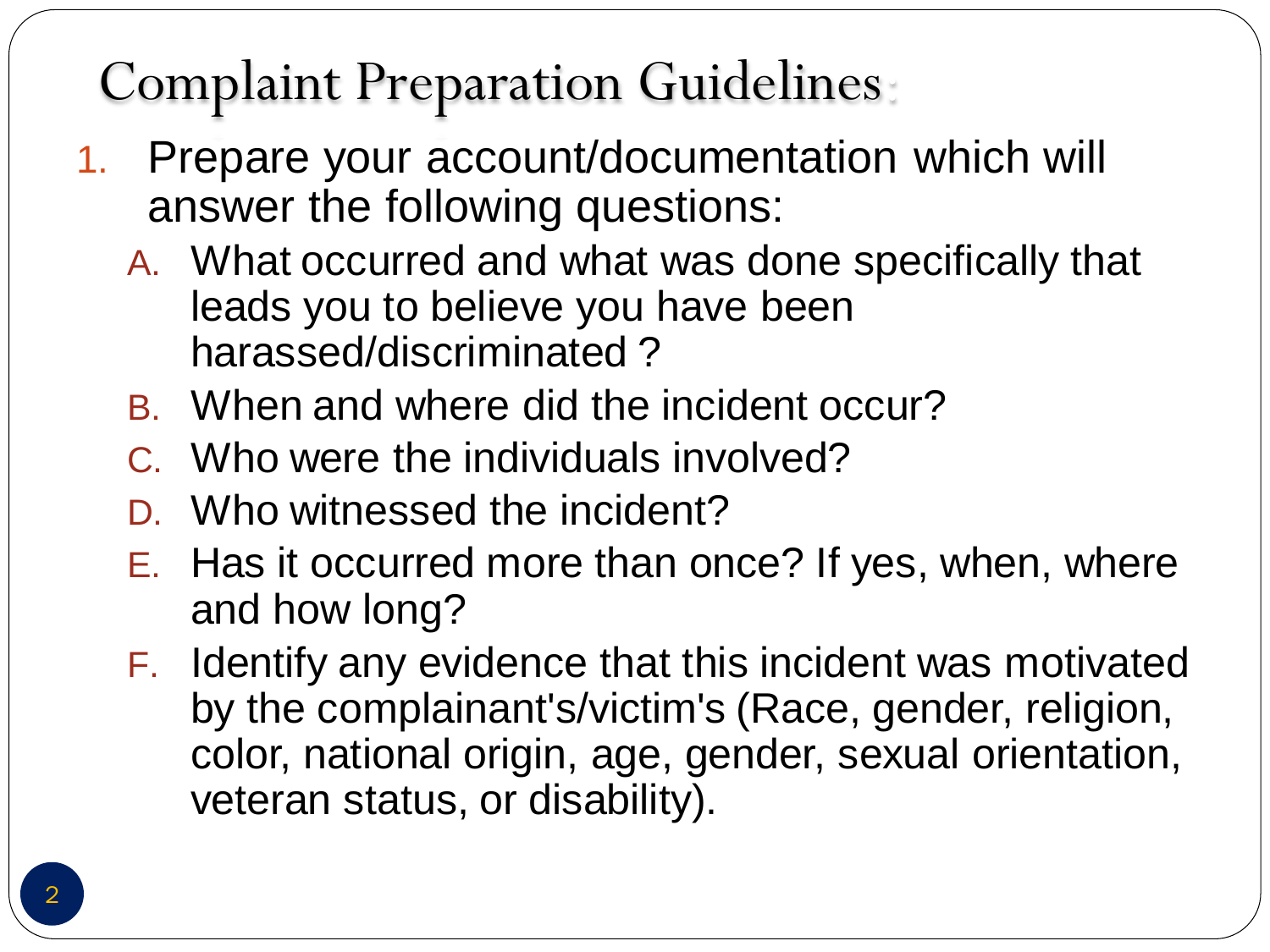# Complaint Preparation Guidelines:

1. Prepare your account/documentation which will answer the following questions:
   A. What occurred and what was done specifically that leads you to believe you have been harassed/discriminated ?
   B. When and where did the incident occur?
   C. Who were the individuals involved?
   D. Who witnessed the incident?
   E. Has it occurred more than once? If yes, when, where and how long?
   F. Identify any evidence that this incident was motivated by the complainant's/victim's (Race, gender, religion, color, national origin, age, gender, sexual orientation, veteran status, or disability).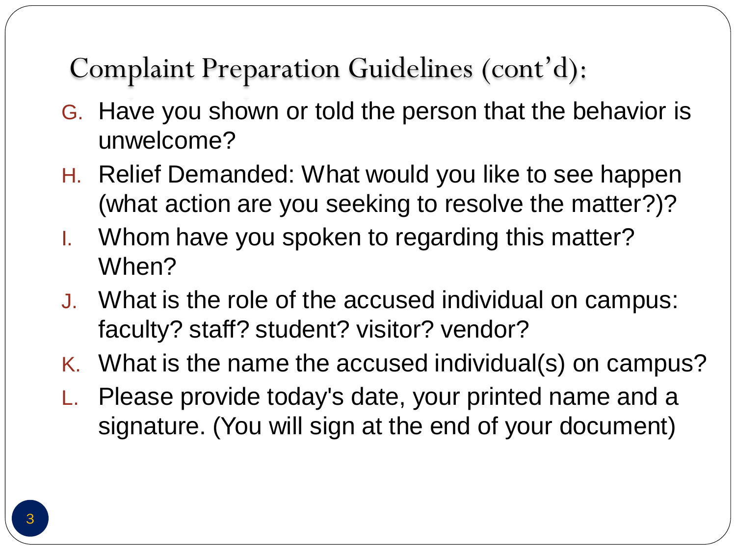# Complaint Preparation Guidelines (cont'd):

G. Have you shown or told the person that the behavior is unwelcome?

H. Relief Demanded: What would you like to see happen (what action are you seeking to resolve the matter?)?

I. Whom have you spoken to regarding this matter? When?

J. What is the role of the accused individual on campus: faculty? staff? student? visitor? vendor?

K. What is the name the accused individual(s) on campus?

L. Please provide today's date, your printed name and a signature. (You will sign at the end of your document)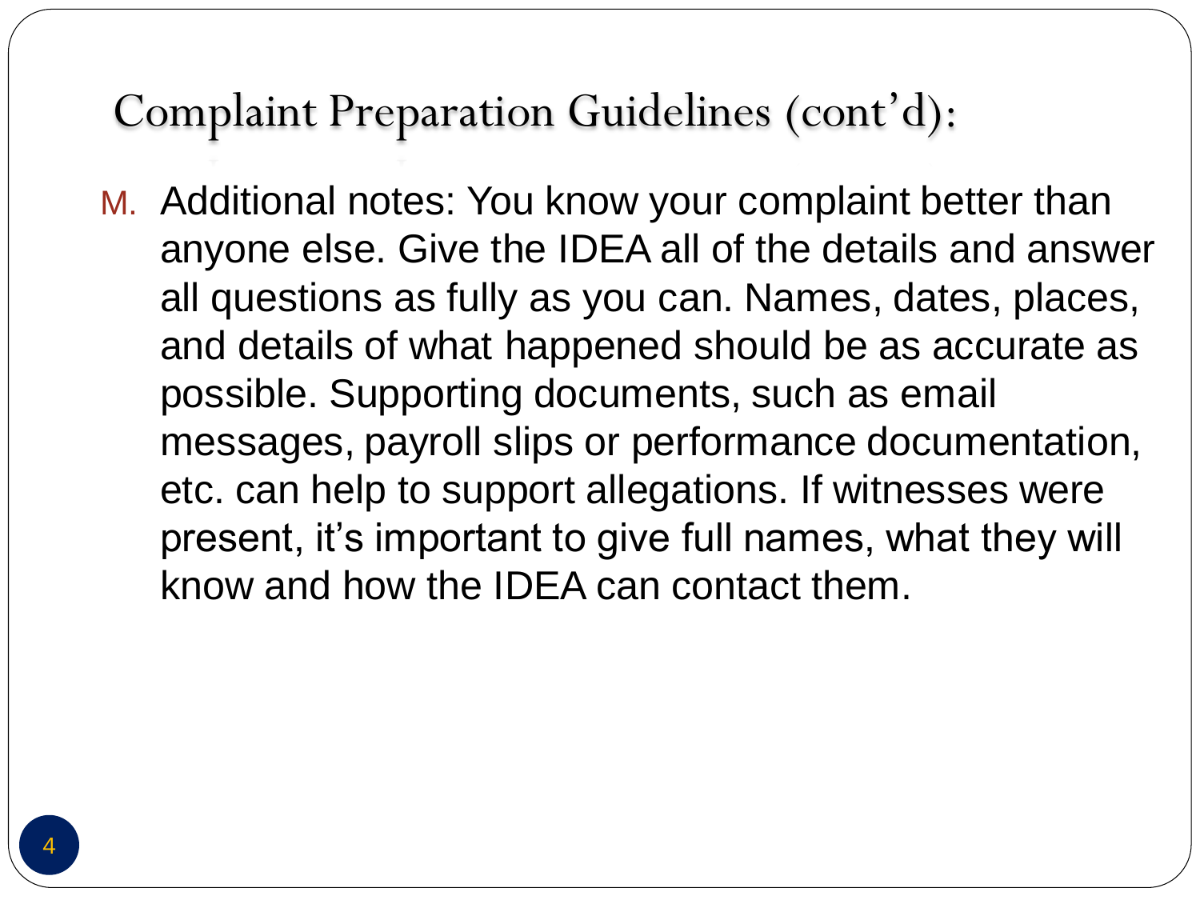## Complaint Preparation Guidelines (cont'd):

M. Additional notes: You know your complaint better than anyone else. Give the IDEA all of the details and answer all questions as fully as you can. Names, dates, places, and details of what happened should be as accurate as possible. Supporting documents, such as email messages, payroll slips or performance documentation, etc. can help to support allegations. If witnesses were present, it's important to give full names, what they will know and how the IDEA can contact them.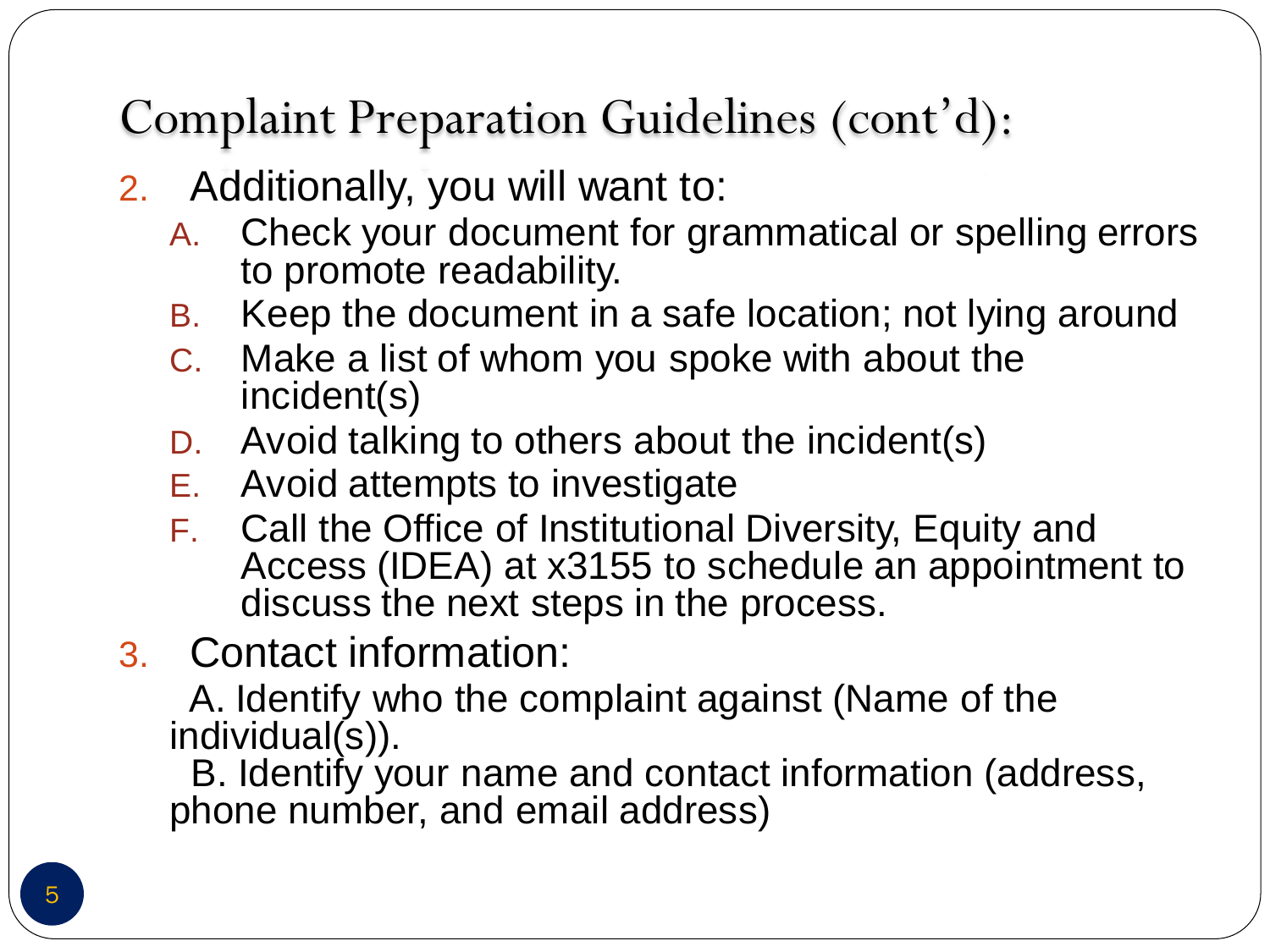## Complaint Preparation Guidelines (cont'd):

2. Additionally, you will want to:
   A. Check your document for grammatical or spelling errors to promote readability.
   B. Keep the document in a safe location; not lying around
   C. Make a list of whom you spoke with about the incident(s)
   D. Avoid talking to others about the incident(s)
   E. Avoid attempts to investigate
   F. Call the Office of Institutional Diversity, Equity and Access (IDEA) at x3155 to schedule an appointment to discuss the next steps in the process.
3. Contact information:
   A. Identify who the complaint against (Name of the individual(s)).
   B. Identify your name and contact information (address, phone number, and email address)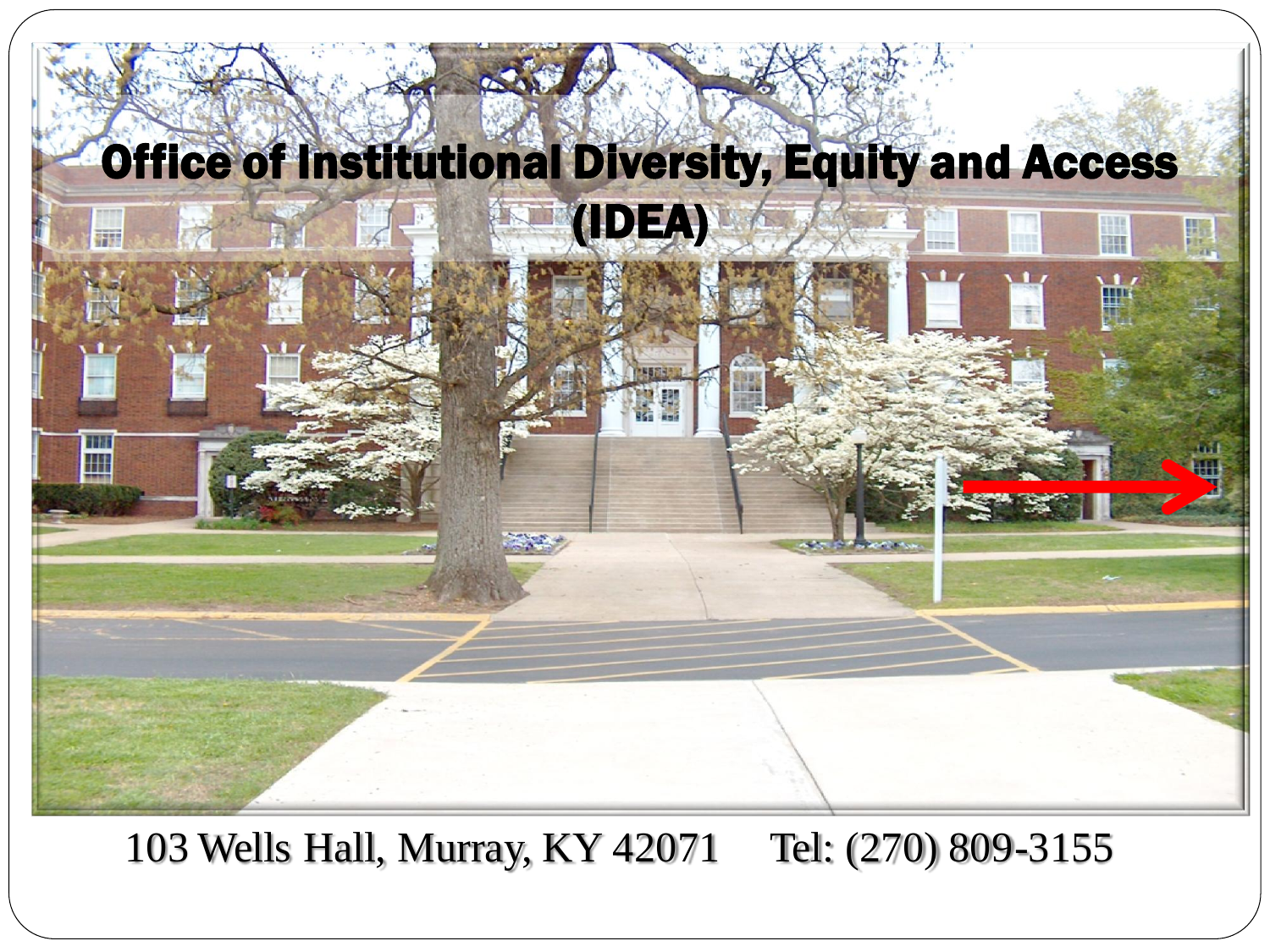# Office of Institutional Diversity, Equity and Access (IDEA)

103 Wells Hall, Murray, KY 42071 Tel: (270) 809-3155